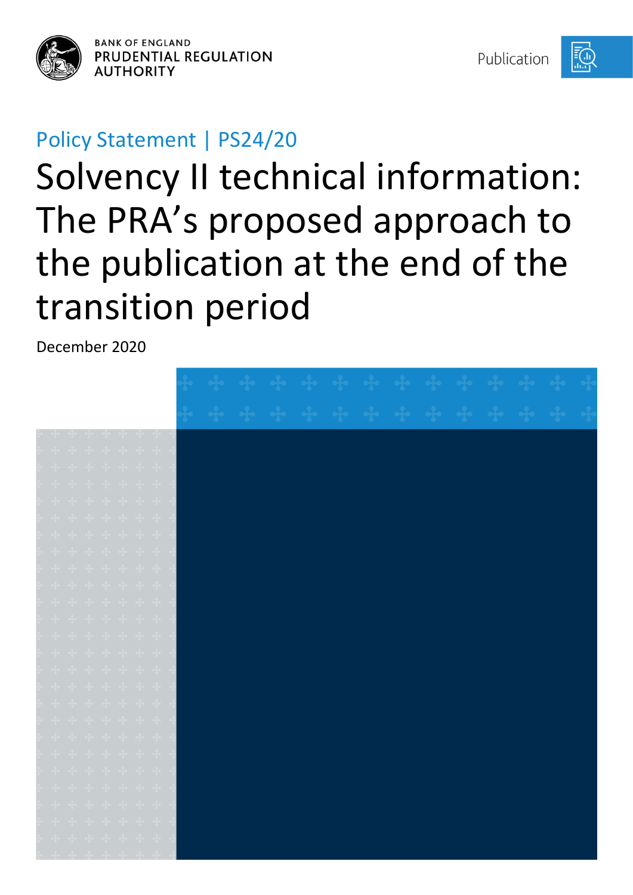BANK OF ENGLAND
PRUDENTIAL REGULATION AUTHORITY

Publication

Policy Statement | PS24/20

# Solvency II technical information: The PRA's proposed approach to the publication at the end of the transition period

December 2020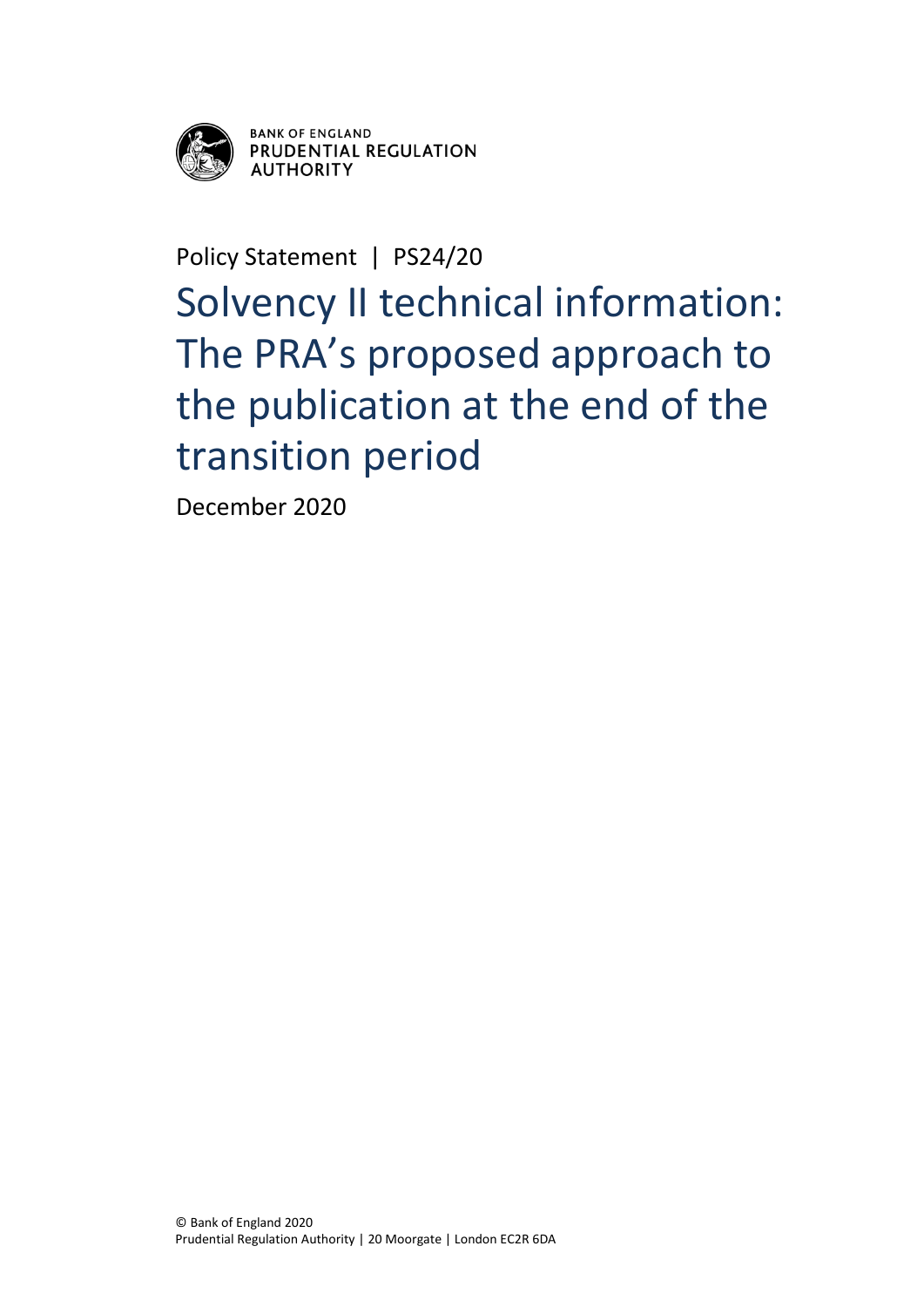BANK OF ENGLAND
PRUDENTIAL REGULATION AUTHORITY

Policy Statement | PS24/20

# Solvency II technical information: The PRA's proposed approach to the publication at the end of the transition period

December 2020

© Bank of England 2020
Prudential Regulation Authority | 20 Moorgate | London EC2R 6DA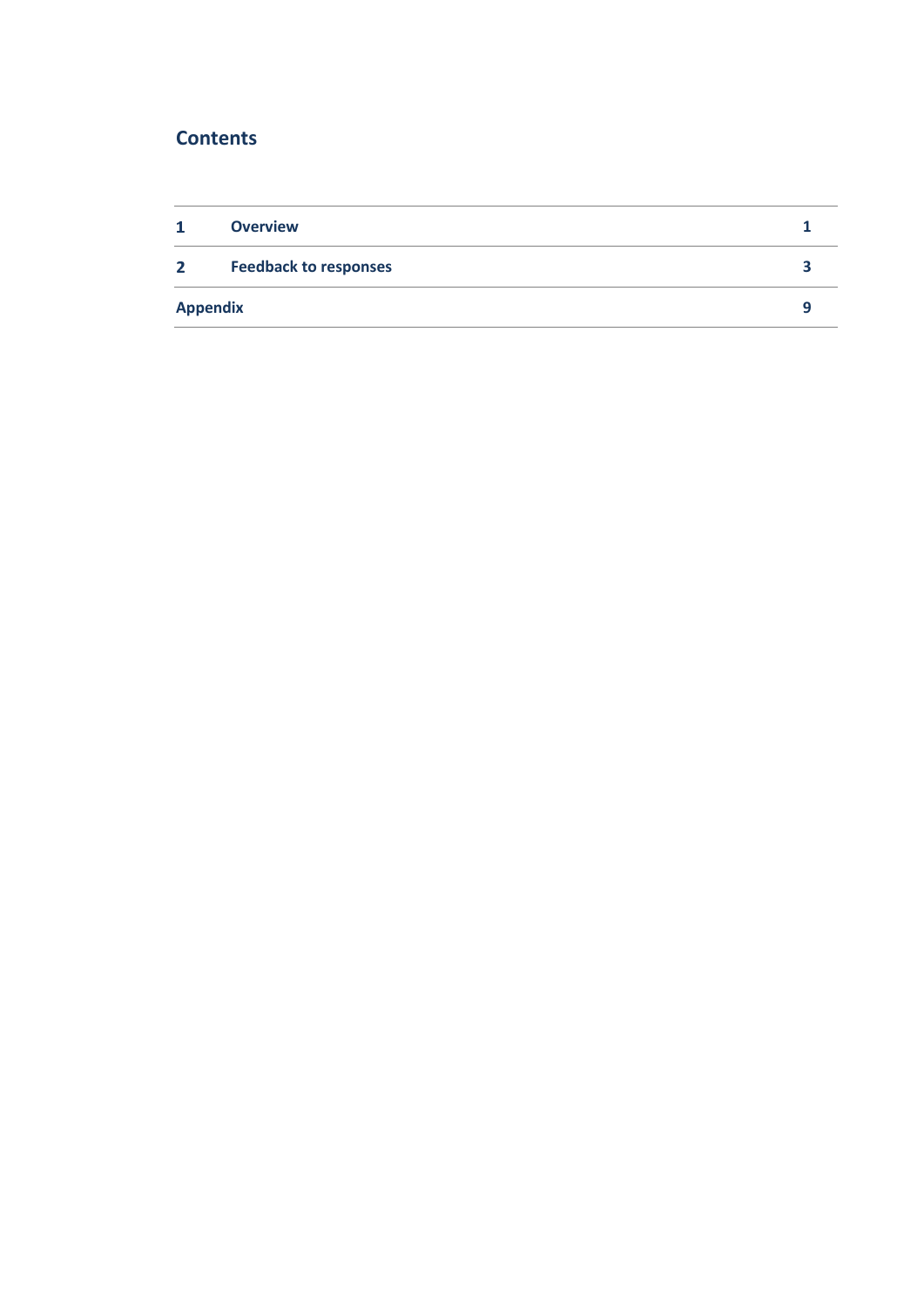## Contents

| | | |
|---|---|---|
| 1 | Overview | 1 |
| 2 | Feedback to responses | 3 |
| Appendix | | 9 |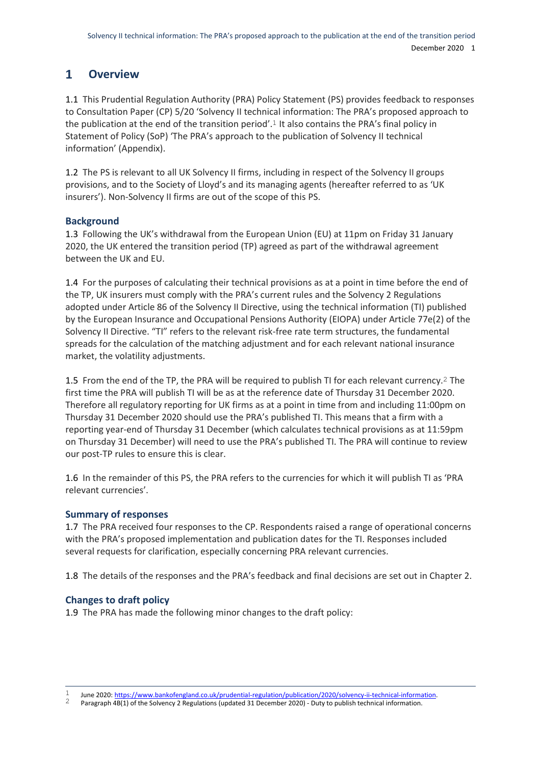# 1 Overview

1.1 This Prudential Regulation Authority (PRA) Policy Statement (PS) provides feedback to responses to Consultation Paper (CP) 5/20 'Solvency II technical information: The PRA's proposed approach to the publication at the end of the transition period'.[1] It also contains the PRA's final policy in Statement of Policy (SoP) 'The PRA's approach to the publication of Solvency II technical information' (Appendix).

1.2 The PS is relevant to all UK Solvency II firms, including in respect of the Solvency II groups provisions, and to the Society of Lloyd's and its managing agents (hereafter referred to as 'UK insurers'). Non-Solvency II firms are out of the scope of this PS.

## Background

1.3 Following the UK's withdrawal from the European Union (EU) at 11pm on Friday 31 January 2020, the UK entered the transition period (TP) agreed as part of the withdrawal agreement between the UK and EU.

1.4 For the purposes of calculating their technical provisions as at a point in time before the end of the TP, UK insurers must comply with the PRA's current rules and the Solvency 2 Regulations adopted under Article 86 of the Solvency II Directive, using the technical information (TI) published by the European Insurance and Occupational Pensions Authority (EIOPA) under Article 77e(2) of the Solvency II Directive. "TI" refers to the relevant risk-free rate term structures, the fundamental spreads for the calculation of the matching adjustment and for each relevant national insurance market, the volatility adjustments.

1.5 From the end of the TP, the PRA will be required to publish TI for each relevant currency.[2] The first time the PRA will publish TI will be as at the reference date of Thursday 31 December 2020. Therefore all regulatory reporting for UK firms as at a point in time from and including 11:00pm on Thursday 31 December 2020 should use the PRA's published TI. This means that a firm with a reporting year-end of Thursday 31 December (which calculates technical provisions as at 11:59pm on Thursday 31 December) will need to use the PRA's published TI. The PRA will continue to review our post-TP rules to ensure this is clear.

1.6 In the remainder of this PS, the PRA refers to the currencies for which it will publish TI as 'PRA relevant currencies'.

## Summary of responses

1.7 The PRA received four responses to the CP. Respondents raised a range of operational concerns with the PRA's proposed implementation and publication dates for the TI. Responses included several requests for clarification, especially concerning PRA relevant currencies.

1.8 The details of the responses and the PRA's feedback and final decisions are set out in Chapter 2.

## Changes to draft policy

1.9 The PRA has made the following minor changes to the draft policy:

---

[1] June 2020: https://www.bankofengland.co.uk/prudential-regulation/publication/2020/solvency-ii-technical-information.

[2] Paragraph 4B(1) of the Solvency 2 Regulations (updated 31 December 2020) - Duty to publish technical information.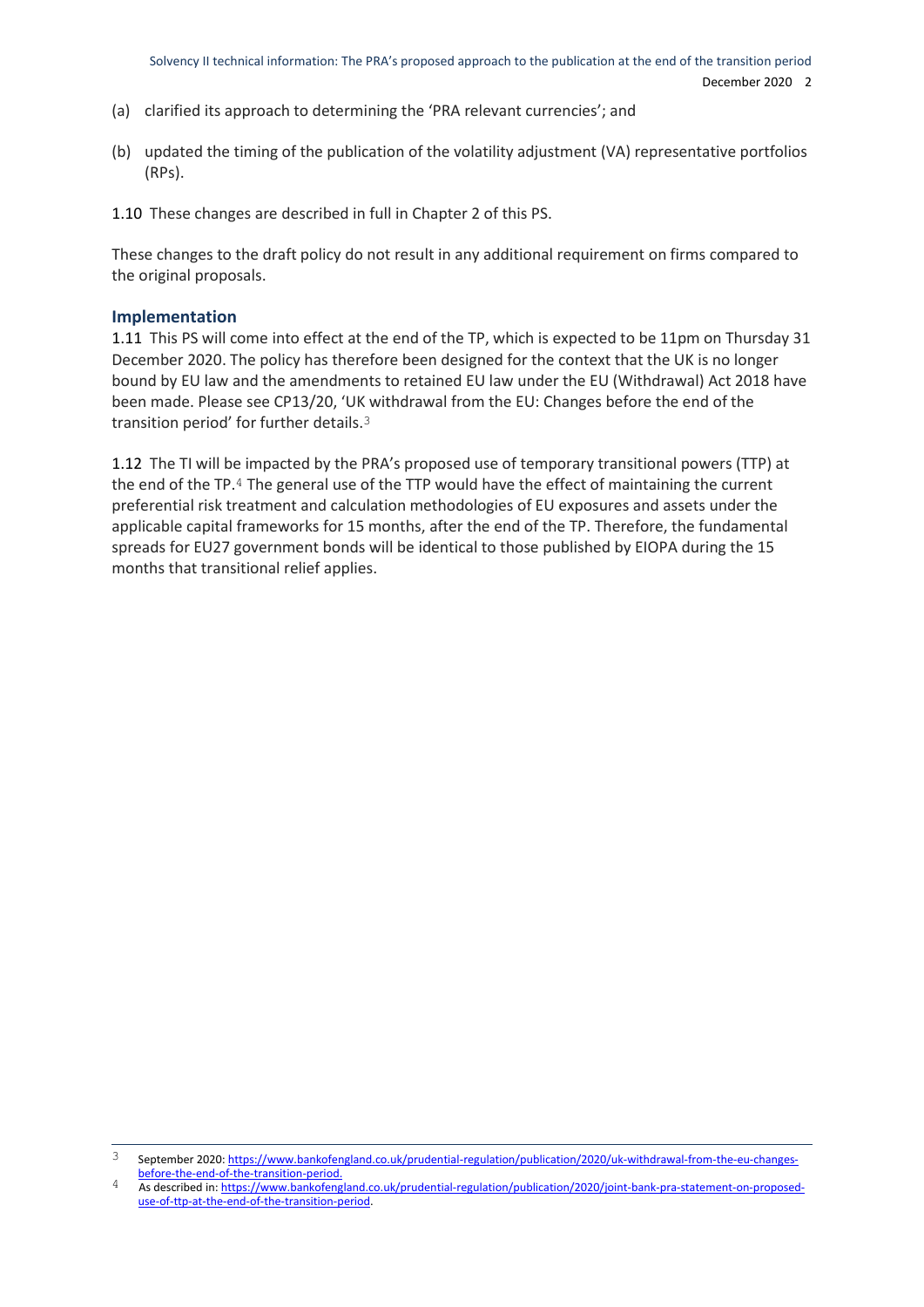(a) clarified its approach to determining the 'PRA relevant currencies'; and

(b) updated the timing of the publication of the volatility adjustment (VA) representative portfolios (RPs).

1.10 These changes are described in full in Chapter 2 of this PS.

These changes to the draft policy do not result in any additional requirement on firms compared to the original proposals.

### Implementation

1.11 This PS will come into effect at the end of the TP, which is expected to be 11pm on Thursday 31 December 2020. The policy has therefore been designed for the context that the UK is no longer bound by EU law and the amendments to retained EU law under the EU (Withdrawal) Act 2018 have been made. Please see CP13/20, 'UK withdrawal from the EU: Changes before the end of the transition period' for further details.[3]

1.12 The TI will be impacted by the PRA's proposed use of temporary transitional powers (TTP) at the end of the TP.[4] The general use of the TTP would have the effect of maintaining the current preferential risk treatment and calculation methodologies of EU exposures and assets under the applicable capital frameworks for 15 months, after the end of the TP. Therefore, the fundamental spreads for EU27 government bonds will be identical to those published by EIOPA during the 15 months that transitional relief applies.

---

3 September 2020: https://www.bankofengland.co.uk/prudential-regulation/publication/2020/uk-withdrawal-from-the-eu-changes-before-the-end-of-the-transition-period.

4 As described in: https://www.bankofengland.co.uk/prudential-regulation/publication/2020/joint-bank-pra-statement-on-proposed-use-of-ttp-at-the-end-of-the-transition-period.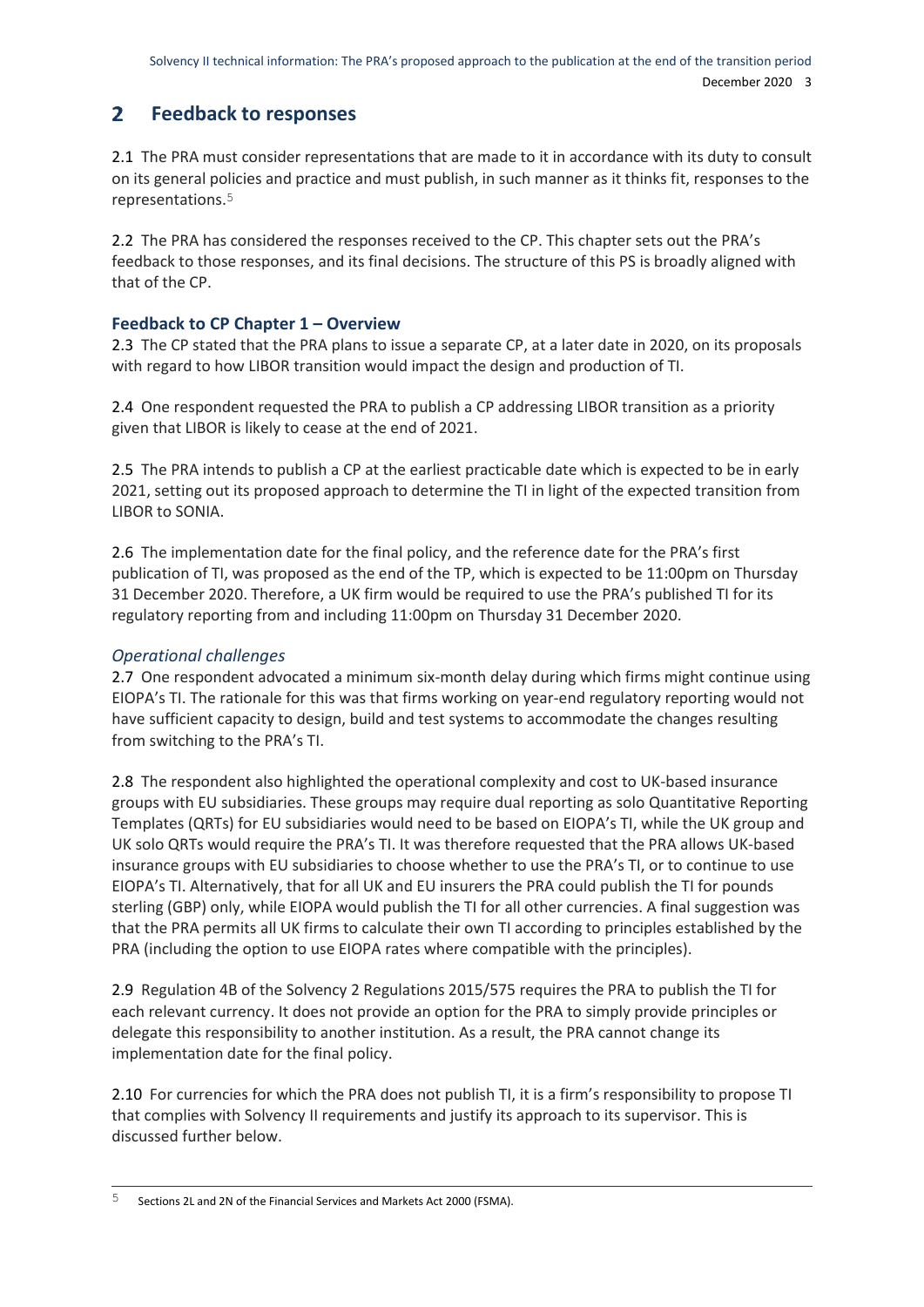## 2 Feedback to responses

2.1 The PRA must consider representations that are made to it in accordance with its duty to consult on its general policies and practice and must publish, in such manner as it thinks fit, responses to the representations.[5]

2.2 The PRA has considered the responses received to the CP. This chapter sets out the PRA's feedback to those responses, and its final decisions. The structure of this PS is broadly aligned with that of the CP.

### Feedback to CP Chapter 1 – Overview

2.3 The CP stated that the PRA plans to issue a separate CP, at a later date in 2020, on its proposals with regard to how LIBOR transition would impact the design and production of TI.

2.4 One respondent requested the PRA to publish a CP addressing LIBOR transition as a priority given that LIBOR is likely to cease at the end of 2021.

2.5 The PRA intends to publish a CP at the earliest practicable date which is expected to be in early 2021, setting out its proposed approach to determine the TI in light of the expected transition from LIBOR to SONIA.

2.6 The implementation date for the final policy, and the reference date for the PRA's first publication of TI, was proposed as the end of the TP, which is expected to be 11:00pm on Thursday 31 December 2020. Therefore, a UK firm would be required to use the PRA's published TI for its regulatory reporting from and including 11:00pm on Thursday 31 December 2020.

#### *Operational challenges*

2.7 One respondent advocated a minimum six-month delay during which firms might continue using EIOPA's TI. The rationale for this was that firms working on year-end regulatory reporting would not have sufficient capacity to design, build and test systems to accommodate the changes resulting from switching to the PRA's TI.

2.8 The respondent also highlighted the operational complexity and cost to UK-based insurance groups with EU subsidiaries. These groups may require dual reporting as solo Quantitative Reporting Templates (QRTs) for EU subsidiaries would need to be based on EIOPA's TI, while the UK group and UK solo QRTs would require the PRA's TI. It was therefore requested that the PRA allows UK-based insurance groups with EU subsidiaries to choose whether to use the PRA's TI, or to continue to use EIOPA's TI. Alternatively, that for all UK and EU insurers the PRA could publish the TI for pounds sterling (GBP) only, while EIOPA would publish the TI for all other currencies. A final suggestion was that the PRA permits all UK firms to calculate their own TI according to principles established by the PRA (including the option to use EIOPA rates where compatible with the principles).

2.9 Regulation 4B of the Solvency 2 Regulations 2015/575 requires the PRA to publish the TI for each relevant currency. It does not provide an option for the PRA to simply provide principles or delegate this responsibility to another institution. As a result, the PRA cannot change its implementation date for the final policy.

2.10 For currencies for which the PRA does not publish TI, it is a firm's responsibility to propose TI that complies with Solvency II requirements and justify its approach to its supervisor. This is discussed further below.

---

[5] Sections 2L and 2N of the Financial Services and Markets Act 2000 (FSMA).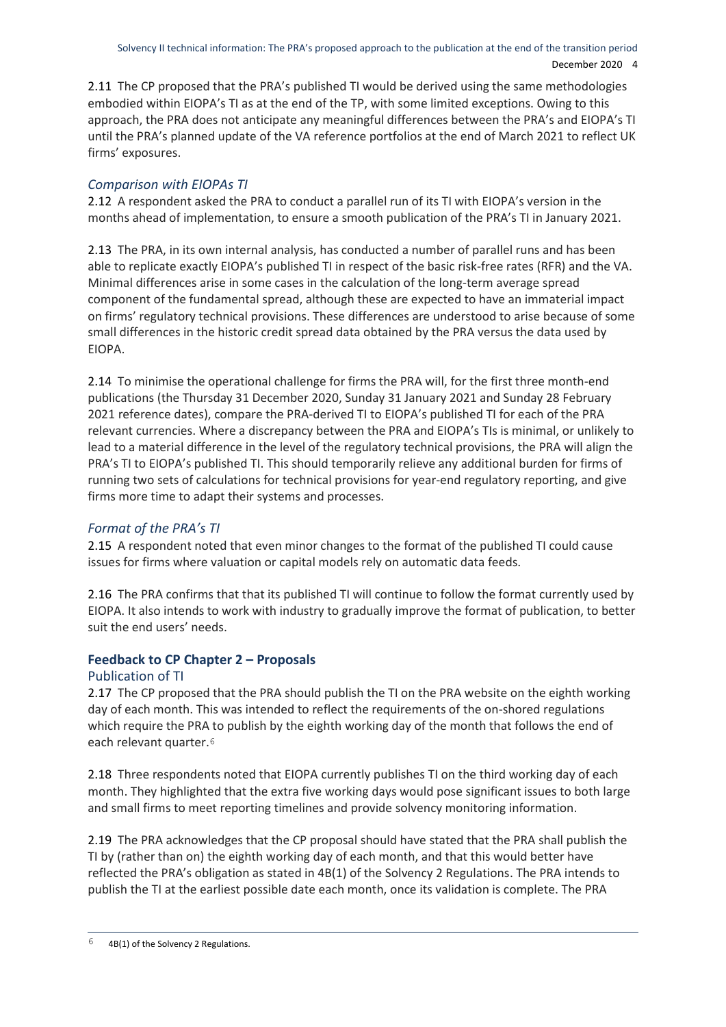2.11 The CP proposed that the PRA's published TI would be derived using the same methodologies embodied within EIOPA's TI as at the end of the TP, with some limited exceptions. Owing to this approach, the PRA does not anticipate any meaningful differences between the PRA's and EIOPA's TI until the PRA's planned update of the VA reference portfolios at the end of March 2021 to reflect UK firms' exposures.

### *Comparison with EIOPAs TI*

2.12 A respondent asked the PRA to conduct a parallel run of its TI with EIOPA's version in the months ahead of implementation, to ensure a smooth publication of the PRA's TI in January 2021.

2.13 The PRA, in its own internal analysis, has conducted a number of parallel runs and has been able to replicate exactly EIOPA's published TI in respect of the basic risk-free rates (RFR) and the VA. Minimal differences arise in some cases in the calculation of the long-term average spread component of the fundamental spread, although these are expected to have an immaterial impact on firms' regulatory technical provisions. These differences are understood to arise because of some small differences in the historic credit spread data obtained by the PRA versus the data used by EIOPA.

2.14 To minimise the operational challenge for firms the PRA will, for the first three month-end publications (the Thursday 31 December 2020, Sunday 31 January 2021 and Sunday 28 February 2021 reference dates), compare the PRA-derived TI to EIOPA's published TI for each of the PRA relevant currencies. Where a discrepancy between the PRA and EIOPA's TIs is minimal, or unlikely to lead to a material difference in the level of the regulatory technical provisions, the PRA will align the PRA's TI to EIOPA's published TI. This should temporarily relieve any additional burden for firms of running two sets of calculations for technical provisions for year-end regulatory reporting, and give firms more time to adapt their systems and processes.

### *Format of the PRA's TI*

2.15 A respondent noted that even minor changes to the format of the published TI could cause issues for firms where valuation or capital models rely on automatic data feeds.

2.16 The PRA confirms that that its published TI will continue to follow the format currently used by EIOPA. It also intends to work with industry to gradually improve the format of publication, to better suit the end users' needs.

## **Feedback to CP Chapter 2 – Proposals**

### Publication of TI

2.17 The CP proposed that the PRA should publish the TI on the PRA website on the eighth working day of each month. This was intended to reflect the requirements of the on-shored regulations which require the PRA to publish by the eighth working day of the month that follows the end of each relevant quarter.[6]

2.18 Three respondents noted that EIOPA currently publishes TI on the third working day of each month. They highlighted that the extra five working days would pose significant issues to both large and small firms to meet reporting timelines and provide solvency monitoring information.

2.19 The PRA acknowledges that the CP proposal should have stated that the PRA shall publish the TI by (rather than on) the eighth working day of each month, and that this would better have reflected the PRA's obligation as stated in 4B(1) of the Solvency 2 Regulations. The PRA intends to publish the TI at the earliest possible date each month, once its validation is complete. The PRA

[6] 4B(1) of the Solvency 2 Regulations.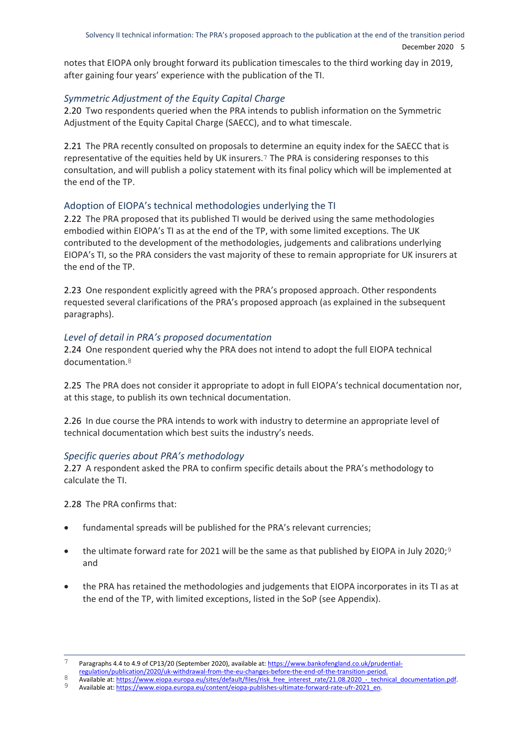notes that EIOPA only brought forward its publication timescales to the third working day in 2019, after gaining four years' experience with the publication of the TI.

### *Symmetric Adjustment of the Equity Capital Charge*

2.20 Two respondents queried when the PRA intends to publish information on the Symmetric Adjustment of the Equity Capital Charge (SAECC), and to what timescale.

2.21 The PRA recently consulted on proposals to determine an equity index for the SAECC that is representative of the equities held by UK insurers.[7] The PRA is considering responses to this consultation, and will publish a policy statement with its final policy which will be implemented at the end of the TP.

## Adoption of EIOPA's technical methodologies underlying the TI

2.22 The PRA proposed that its published TI would be derived using the same methodologies embodied within EIOPA's TI as at the end of the TP, with some limited exceptions. The UK contributed to the development of the methodologies, judgements and calibrations underlying EIOPA's TI, so the PRA considers the vast majority of these to remain appropriate for UK insurers at the end of the TP.

2.23 One respondent explicitly agreed with the PRA's proposed approach. Other respondents requested several clarifications of the PRA's proposed approach (as explained in the subsequent paragraphs).

### *Level of detail in PRA's proposed documentation*

2.24 One respondent queried why the PRA does not intend to adopt the full EIOPA technical documentation.[8]

2.25 The PRA does not consider it appropriate to adopt in full EIOPA's technical documentation nor, at this stage, to publish its own technical documentation.

2.26 In due course the PRA intends to work with industry to determine an appropriate level of technical documentation which best suits the industry's needs.

### *Specific queries about PRA's methodology*

2.27 A respondent asked the PRA to confirm specific details about the PRA's methodology to calculate the TI.

2.28 The PRA confirms that:

- fundamental spreads will be published for the PRA's relevant currencies;
- the ultimate forward rate for 2021 will be the same as that published by EIOPA in July 2020;[9] and
- the PRA has retained the methodologies and judgements that EIOPA incorporates in its TI as at the end of the TP, with limited exceptions, listed in the SoP (see Appendix).

---

[7] Paragraphs 4.4 to 4.9 of CP13/20 (September 2020), available at: https://www.bankofengland.co.uk/prudential-regulation/publication/2020/uk-withdrawal-from-the-eu-changes-before-the-end-of-the-transition-period.

[8] Available at: https://www.eiopa.europa.eu/sites/default/files/risk_free_interest_rate/21.08.2020_-_technical_documentation.pdf.

[9] Available at: https://www.eiopa.europa.eu/content/eiopa-publishes-ultimate-forward-rate-ufr-2021_en.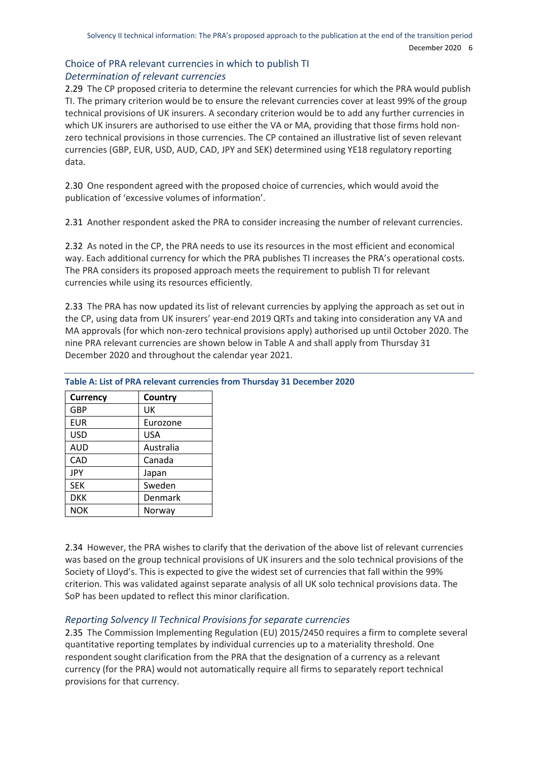## Choice of PRA relevant currencies in which to publish TI

### *Determination of relevant currencies*

2.29 The CP proposed criteria to determine the relevant currencies for which the PRA would publish TI. The primary criterion would be to ensure the relevant currencies cover at least 99% of the group technical provisions of UK insurers. A secondary criterion would be to add any further currencies in which UK insurers are authorised to use either the VA or MA, providing that those firms hold non-zero technical provisions in those currencies. The CP contained an illustrative list of seven relevant currencies (GBP, EUR, USD, AUD, CAD, JPY and SEK) determined using YE18 regulatory reporting data.

2.30 One respondent agreed with the proposed choice of currencies, which would avoid the publication of 'excessive volumes of information'.

2.31 Another respondent asked the PRA to consider increasing the number of relevant currencies.

2.32 As noted in the CP, the PRA needs to use its resources in the most efficient and economical way. Each additional currency for which the PRA publishes TI increases the PRA's operational costs. The PRA considers its proposed approach meets the requirement to publish TI for relevant currencies while using its resources efficiently.

2.33 The PRA has now updated its list of relevant currencies by applying the approach as set out in the CP, using data from UK insurers' year-end 2019 QRTs and taking into consideration any VA and MA approvals (for which non-zero technical provisions apply) authorised up until October 2020. The nine PRA relevant currencies are shown below in Table A and shall apply from Thursday 31 December 2020 and throughout the calendar year 2021.

**Table A: List of PRA relevant currencies from Thursday 31 December 2020**

| Currency | Country |
|---|---|
| GBP | UK |
| EUR | Eurozone |
| USD | USA |
| AUD | Australia |
| CAD | Canada |
| JPY | Japan |
| SEK | Sweden |
| DKK | Denmark |
| NOK | Norway |

2.34 However, the PRA wishes to clarify that the derivation of the above list of relevant currencies was based on the group technical provisions of UK insurers and the solo technical provisions of the Society of Lloyd's. This is expected to give the widest set of currencies that fall within the 99% criterion. This was validated against separate analysis of all UK solo technical provisions data. The SoP has been updated to reflect this minor clarification.

### *Reporting Solvency II Technical Provisions for separate currencies*

2.35 The Commission Implementing Regulation (EU) 2015/2450 requires a firm to complete several quantitative reporting templates by individual currencies up to a materiality threshold. One respondent sought clarification from the PRA that the designation of a currency as a relevant currency (for the PRA) would not automatically require all firms to separately report technical provisions for that currency.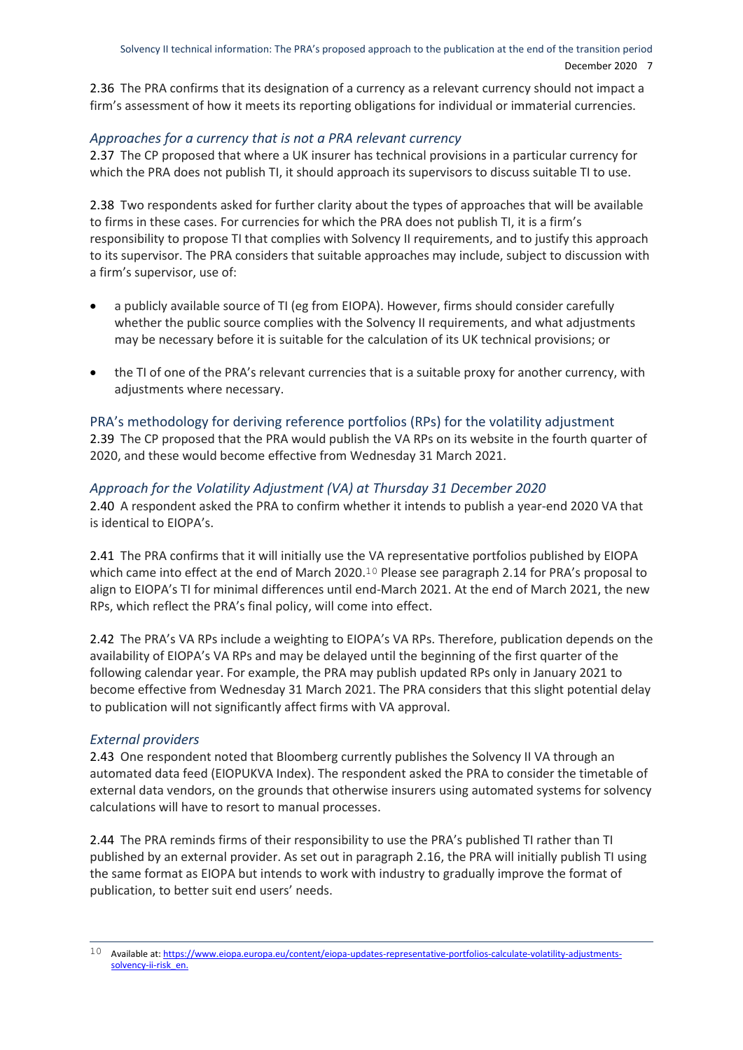2.36 The PRA confirms that its designation of a currency as a relevant currency should not impact a firm's assessment of how it meets its reporting obligations for individual or immaterial currencies.

### *Approaches for a currency that is not a PRA relevant currency*

2.37 The CP proposed that where a UK insurer has technical provisions in a particular currency for which the PRA does not publish TI, it should approach its supervisors to discuss suitable TI to use.

2.38 Two respondents asked for further clarity about the types of approaches that will be available to firms in these cases. For currencies for which the PRA does not publish TI, it is a firm's responsibility to propose TI that complies with Solvency II requirements, and to justify this approach to its supervisor. The PRA considers that suitable approaches may include, subject to discussion with a firm's supervisor, use of:

- a publicly available source of TI (eg from EIOPA). However, firms should consider carefully whether the public source complies with the Solvency II requirements, and what adjustments may be necessary before it is suitable for the calculation of its UK technical provisions; or
- the TI of one of the PRA's relevant currencies that is a suitable proxy for another currency, with adjustments where necessary.

## PRA's methodology for deriving reference portfolios (RPs) for the volatility adjustment

2.39 The CP proposed that the PRA would publish the VA RPs on its website in the fourth quarter of 2020, and these would become effective from Wednesday 31 March 2021.

### *Approach for the Volatility Adjustment (VA) at Thursday 31 December 2020*

2.40 A respondent asked the PRA to confirm whether it intends to publish a year-end 2020 VA that is identical to EIOPA's.

2.41 The PRA confirms that it will initially use the VA representative portfolios published by EIOPA which came into effect at the end of March 2020.[10] Please see paragraph 2.14 for PRA's proposal to align to EIOPA's TI for minimal differences until end-March 2021. At the end of March 2021, the new RPs, which reflect the PRA's final policy, will come into effect.

2.42 The PRA's VA RPs include a weighting to EIOPA's VA RPs. Therefore, publication depends on the availability of EIOPA's VA RPs and may be delayed until the beginning of the first quarter of the following calendar year. For example, the PRA may publish updated RPs only in January 2021 to become effective from Wednesday 31 March 2021. The PRA considers that this slight potential delay to publication will not significantly affect firms with VA approval.

### *External providers*

2.43 One respondent noted that Bloomberg currently publishes the Solvency II VA through an automated data feed (EIOPUKVA Index). The respondent asked the PRA to consider the timetable of external data vendors, on the grounds that otherwise insurers using automated systems for solvency calculations will have to resort to manual processes.

2.44 The PRA reminds firms of their responsibility to use the PRA's published TI rather than TI published by an external provider. As set out in paragraph 2.16, the PRA will initially publish TI using the same format as EIOPA but intends to work with industry to gradually improve the format of publication, to better suit end users' needs.

---

[10] Available at: https://www.eiopa.europa.eu/content/eiopa-updates-representative-portfolios-calculate-volatility-adjustments-solvency-ii-risk_en.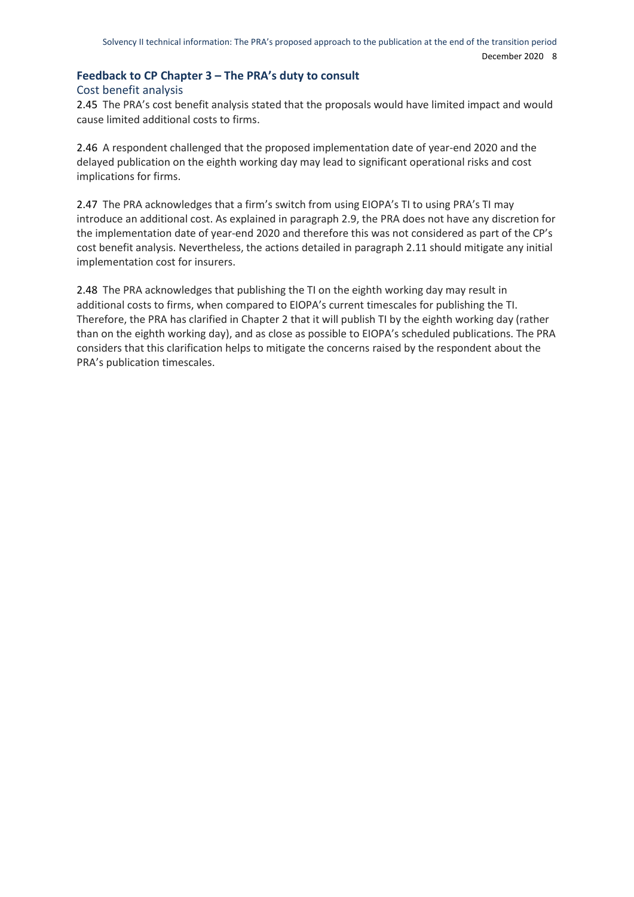## Feedback to CP Chapter 3 – The PRA's duty to consult

### Cost benefit analysis

2.45 The PRA's cost benefit analysis stated that the proposals would have limited impact and would cause limited additional costs to firms.

2.46 A respondent challenged that the proposed implementation date of year-end 2020 and the delayed publication on the eighth working day may lead to significant operational risks and cost implications for firms.

2.47 The PRA acknowledges that a firm's switch from using EIOPA's TI to using PRA's TI may introduce an additional cost. As explained in paragraph 2.9, the PRA does not have any discretion for the implementation date of year-end 2020 and therefore this was not considered as part of the CP's cost benefit analysis. Nevertheless, the actions detailed in paragraph 2.11 should mitigate any initial implementation cost for insurers.

2.48 The PRA acknowledges that publishing the TI on the eighth working day may result in additional costs to firms, when compared to EIOPA's current timescales for publishing the TI. Therefore, the PRA has clarified in Chapter 2 that it will publish TI by the eighth working day (rather than on the eighth working day), and as close as possible to EIOPA's scheduled publications. The PRA considers that this clarification helps to mitigate the concerns raised by the respondent about the PRA's publication timescales.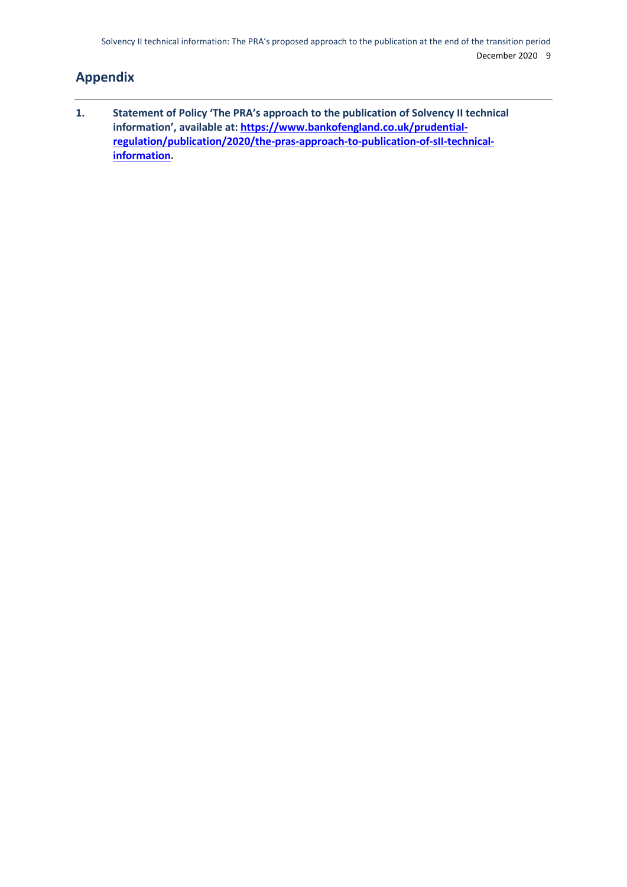## Appendix

1. **Statement of Policy 'The PRA's approach to the publication of Solvency II technical information', available at: [https://www.bankofengland.co.uk/prudential-regulation/publication/2020/the-pras-approach-to-publication-of-sII-technical-information](https://www.bankofengland.co.uk/prudential-regulation/publication/2020/the-pras-approach-to-publication-of-sII-technical-information).**